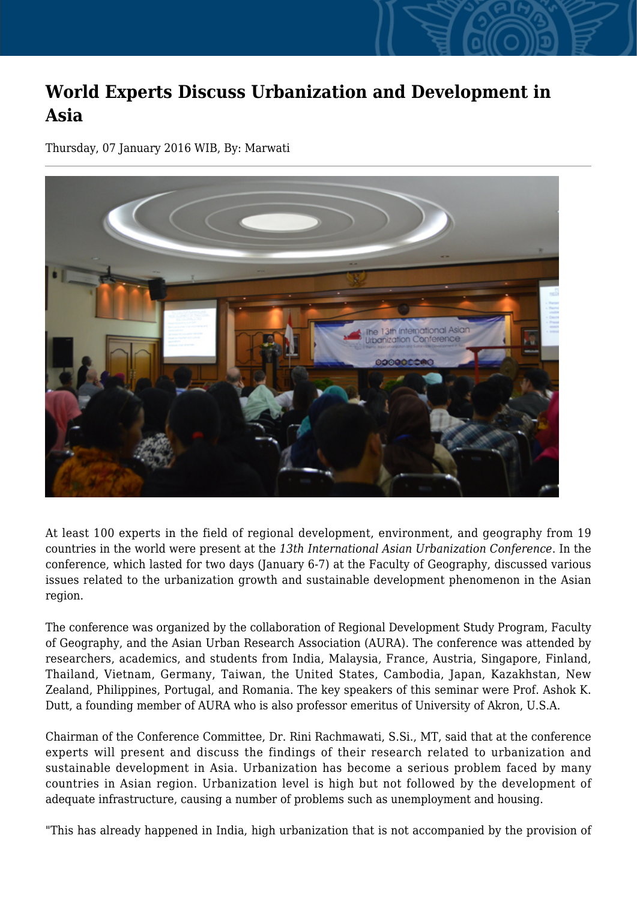# World Experts Discuss Urbanization and Development in Asia

Thursday, 07 January 2016 WIB, By: Marwati

---

At least 100 experts in the field of regional development, environment, and geography from 19 countries in the world were present at the *13th International Asian Urbanization Conference*. In the conference, which lasted for two days (January 6-7) at the Faculty of Geography, discussed various issues related to the urbanization growth and sustainable development phenomenon in the Asian region.

The conference was organized by the collaboration of Regional Development Study Program, Faculty of Geography, and the Asian Urban Research Association (AURA). The conference was attended by researchers, academics, and students from India, Malaysia, France, Austria, Singapore, Finland, Thailand, Vietnam, Germany, Taiwan, the United States, Cambodia, Japan, Kazakhstan, New Zealand, Philippines, Portugal, and Romania. The key speakers of this seminar were Prof. Ashok K. Dutt, a founding member of AURA who is also professor emeritus of University of Akron, U.S.A.

Chairman of the Conference Committee, Dr. Rini Rachmawati, S.Si., MT, said that at the conference experts will present and discuss the findings of their research related to urbanization and sustainable development in Asia. Urbanization has become a serious problem faced by many countries in Asian region. Urbanization level is high but not followed by the development of adequate infrastructure, causing a number of problems such as unemployment and housing.

"This has already happened in India, high urbanization that is not accompanied by the provision of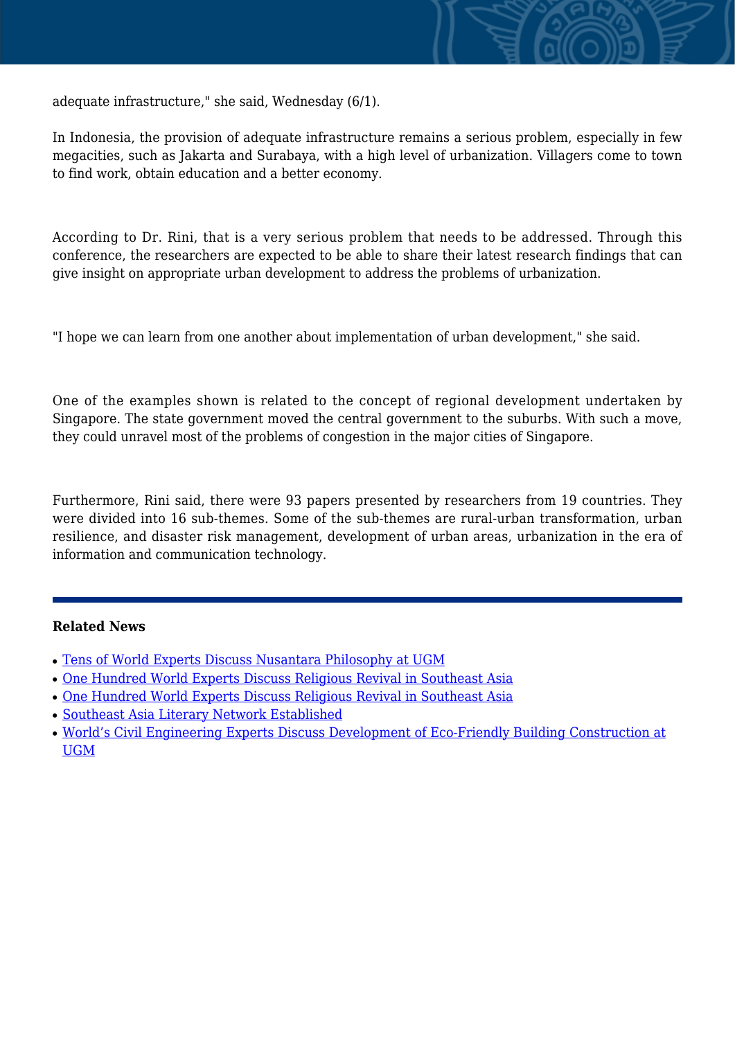adequate infrastructure," she said, Wednesday (6/1).

In Indonesia, the provision of adequate infrastructure remains a serious problem, especially in few megacities, such as Jakarta and Surabaya, with a high level of urbanization. Villagers come to town to find work, obtain education and a better economy.

According to Dr. Rini, that is a very serious problem that needs to be addressed. Through this conference, the researchers are expected to be able to share their latest research findings that can give insight on appropriate urban development to address the problems of urbanization.

"I hope we can learn from one another about implementation of urban development," she said.

One of the examples shown is related to the concept of regional development undertaken by Singapore. The state government moved the central government to the suburbs. With such a move, they could unravel most of the problems of congestion in the major cities of Singapore.

Furthermore, Rini said, there were 93 papers presented by researchers from 19 countries. They were divided into 16 sub-themes. Some of the sub-themes are rural-urban transformation, urban resilience, and disaster risk management, development of urban areas, urbanization in the era of information and communication technology.

---

**Related News**

- Tens of World Experts Discuss Nusantara Philosophy at UGM
- One Hundred World Experts Discuss Religious Revival in Southeast Asia
- One Hundred World Experts Discuss Religious Revival in Southeast Asia
- Southeast Asia Literary Network Established
- World's Civil Engineering Experts Discuss Development of Eco-Friendly Building Construction at UGM